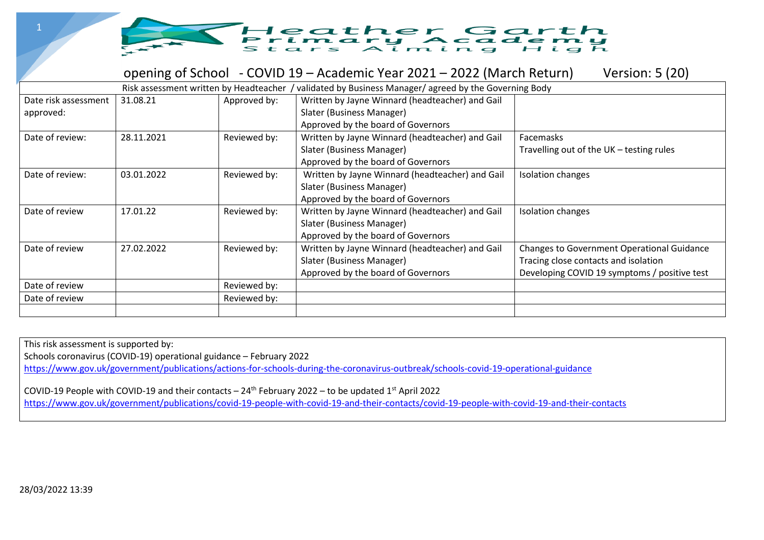# Heather Garth Primary Academy

Stars Aiming High

## opening of School - COVID 19 – Academic Year 2021 – 2022 (March Return) Version: 5 (20)

| Risk assessment written by Headteacher / validated by Business Manager/ agreed by the Governing Body | | | | |
|---|---|---|---|---|
| Date risk assessment approved: | 31.08.21 | Approved by: | Written by Jayne Winnard (headteacher) and Gail Slater (Business Manager) Approved by the board of Governors | |
| Date of review: | 28.11.2021 | Reviewed by: | Written by Jayne Winnard (headteacher) and Gail Slater (Business Manager) Approved by the board of Governors | Facemasks Travelling out of the UK – testing rules |
| Date of review: | 03.01.2022 | Reviewed by: | Written by Jayne Winnard (headteacher) and Gail Slater (Business Manager) Approved by the board of Governors | Isolation changes |
| Date of review | 17.01.22 | Reviewed by: | Written by Jayne Winnard (headteacher) and Gail Slater (Business Manager) Approved by the board of Governors | Isolation changes |
| Date of review | 27.02.2022 | Reviewed by: | Written by Jayne Winnard (headteacher) and Gail Slater (Business Manager) Approved by the board of Governors | Changes to Government Operational Guidance Tracing close contacts and isolation Developing COVID 19 symptoms / positive test |
| Date of review | | Reviewed by: | | |
| Date of review | | Reviewed by: | | |
| | | | | |

This risk assessment is supported by:
Schools coronavirus (COVID-19) operational guidance – February 2022
https://www.gov.uk/government/publications/actions-for-schools-during-the-coronavirus-outbreak/schools-covid-19-operational-guidance

COVID-19 People with COVID-19 and their contacts – 24th February 2022 – to be updated 1st April 2022
https://www.gov.uk/government/publications/covid-19-people-with-covid-19-and-their-contacts/covid-19-people-with-covid-19-and-their-contacts

28/03/2022 13:39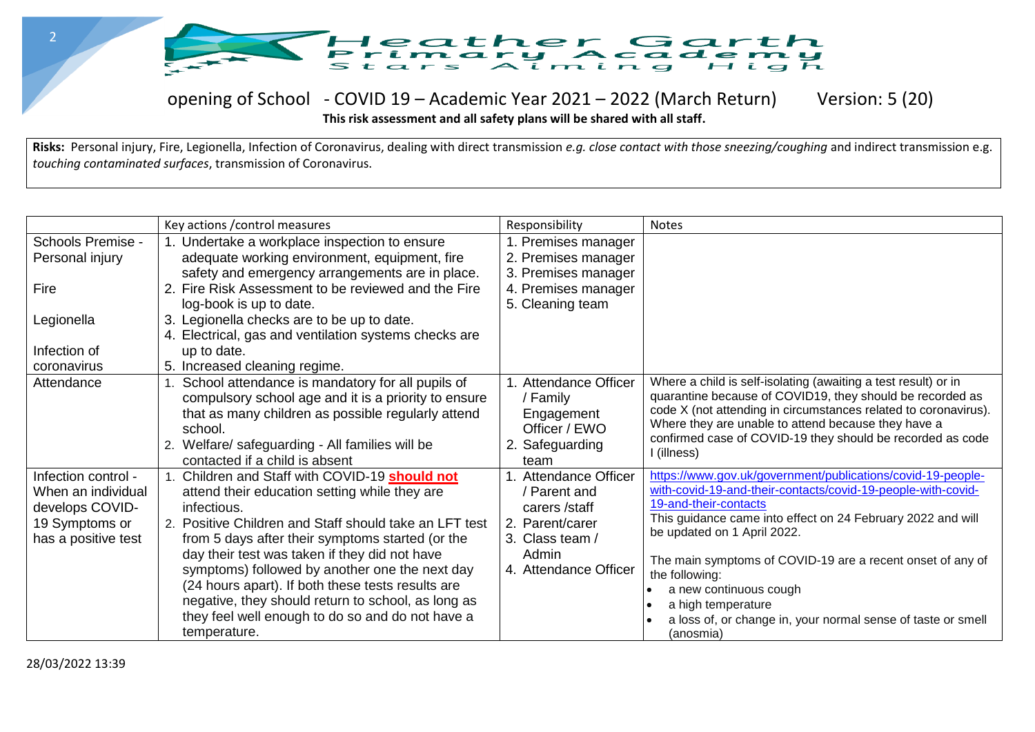# Heather Garth Primary Academy

Stars Aiming High

## opening of School - COVID 19 – Academic Year 2021 – 2022 (March Return) Version: 5 (20)

**This risk assessment and all safety plans will be shared with all staff.**

**Risks:** Personal injury, Fire, Legionella, Infection of Coronavirus, dealing with direct transmission *e.g. close contact with those sneezing/coughing* and indirect transmission e.g. *touching contaminated surfaces*, transmission of Coronavirus.

| | Key actions /control measures | Responsibility | Notes |
|---|---|---|---|
| Schools Premise - Personal injury<br><br>Fire<br><br>Legionella<br><br>Infection of coronavirus | 1. Undertake a workplace inspection to ensure adequate working environment, equipment, fire safety and emergency arrangements are in place.<br>2. Fire Risk Assessment to be reviewed and the Fire log-book is up to date.<br>3. Legionella checks are to be up to date.<br>4. Electrical, gas and ventilation systems checks are up to date.<br>5. Increased cleaning regime. | 1. Premises manager<br>2. Premises manager<br>3. Premises manager<br>4. Premises manager<br>5. Cleaning team | |
| Attendance | 1. School attendance is mandatory for all pupils of compulsory school age and it is a priority to ensure that as many children as possible regularly attend school.<br>2. Welfare/ safeguarding - All families will be contacted if a child is absent | 1. Attendance Officer / Family Engagement Officer / EWO<br>2. Safeguarding team | Where a child is self-isolating (awaiting a test result) or in quarantine because of COVID19, they should be recorded as code X (not attending in circumstances related to coronavirus). Where they are unable to attend because they have a confirmed case of COVID-19 they should be recorded as code I (illness) |
| Infection control - When an individual develops COVID-19 Symptoms or has a positive test | 1. Children and Staff with COVID-19 **should not** attend their education setting while they are infectious.<br>2. Positive Children and Staff should take an LFT test from 5 days after their symptoms started (or the day their test was taken if they did not have symptoms) followed by another one the next day (24 hours apart). If both these tests results are negative, they should return to school, as long as they feel well enough to do so and do not have a temperature. | 1. Attendance Officer / Parent and carers /staff<br>2. Parent/carer<br>3. Class team / Admin<br>4. Attendance Officer | https://www.gov.uk/government/publications/covid-19-people-with-covid-19-and-their-contacts/covid-19-people-with-covid-19-and-their-contacts<br>This guidance came into effect on 24 February 2022 and will be updated on 1 April 2022.<br><br>The main symptoms of COVID-19 are a recent onset of any of the following:<br>• a new continuous cough<br>• a high temperature<br>• a loss of, or change in, your normal sense of taste or smell (anosmia) |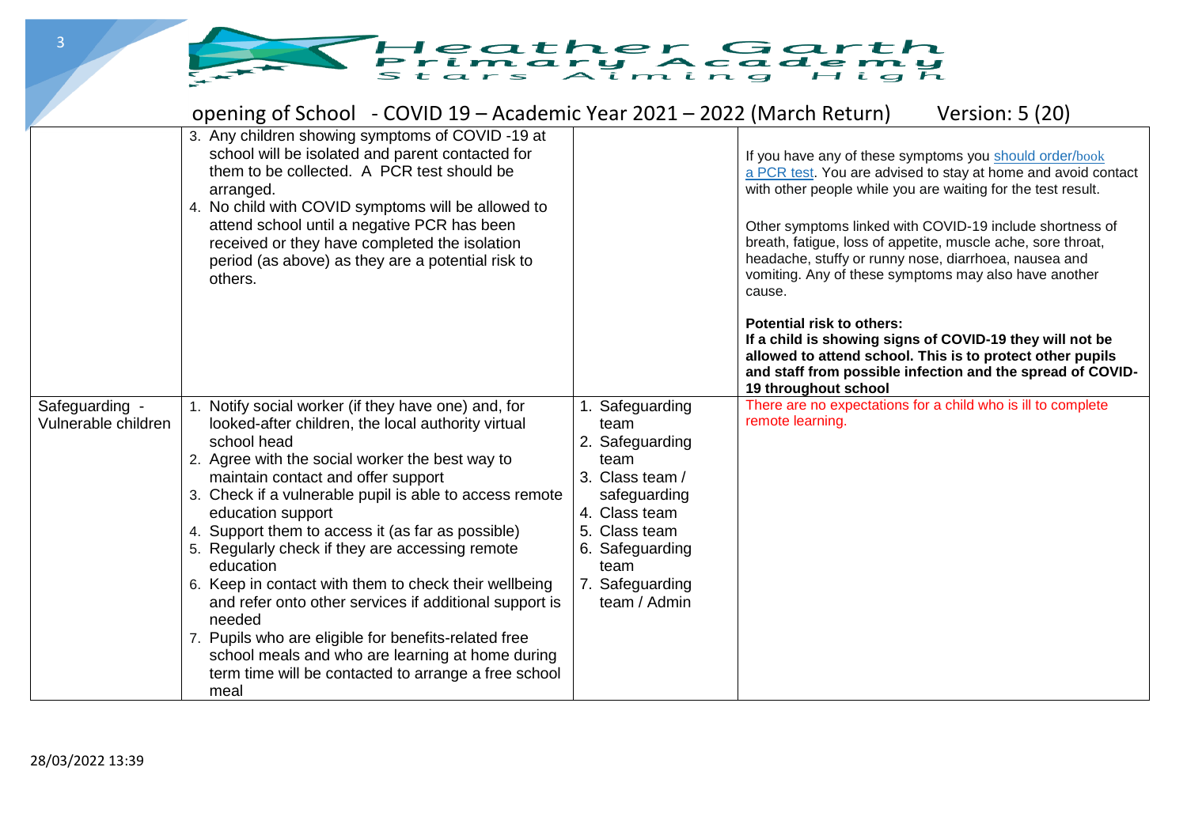| | | | |
|---|---|---|---|
| | 3. Any children showing symptoms of COVID -19 at school will be isolated and parent contacted for them to be collected. A PCR test should be arranged.<br>4. No child with COVID symptoms will be allowed to attend school until a negative PCR has been received or they have completed the isolation period (as above) as they are a potential risk to others. | | If you have any of these symptoms you should order/book a PCR test. You are advised to stay at home and avoid contact with other people while you are waiting for the test result.<br><br>Other symptoms linked with COVID-19 include shortness of breath, fatigue, loss of appetite, muscle ache, sore throat, headache, stuffy or runny nose, diarrhoea, nausea and vomiting. Any of these symptoms may also have another cause.<br><br>**Potential risk to others:**<br>**If a child is showing signs of COVID-19 they will not be allowed to attend school. This is to protect other pupils and staff from possible infection and the spread of COVID-19 throughout school** |
| Safeguarding - Vulnerable children | 1. Notify social worker (if they have one) and, for looked-after children, the local authority virtual school head<br>2. Agree with the social worker the best way to maintain contact and offer support<br>3. Check if a vulnerable pupil is able to access remote education support<br>4. Support them to access it (as far as possible)<br>5. Regularly check if they are accessing remote education<br>6. Keep in contact with them to check their wellbeing and refer onto other services if additional support is needed<br>7. Pupils who are eligible for benefits-related free school meals and who are learning at home during term time will be contacted to arrange a free school meal | 1. Safeguarding team<br>2. Safeguarding team<br>3. Class team / safeguarding<br>4. Class team<br>5. Class team<br>6. Safeguarding team<br>7. Safeguarding team / Admin | There are no expectations for a child who is ill to complete remote learning. |

28/03/2022 13:39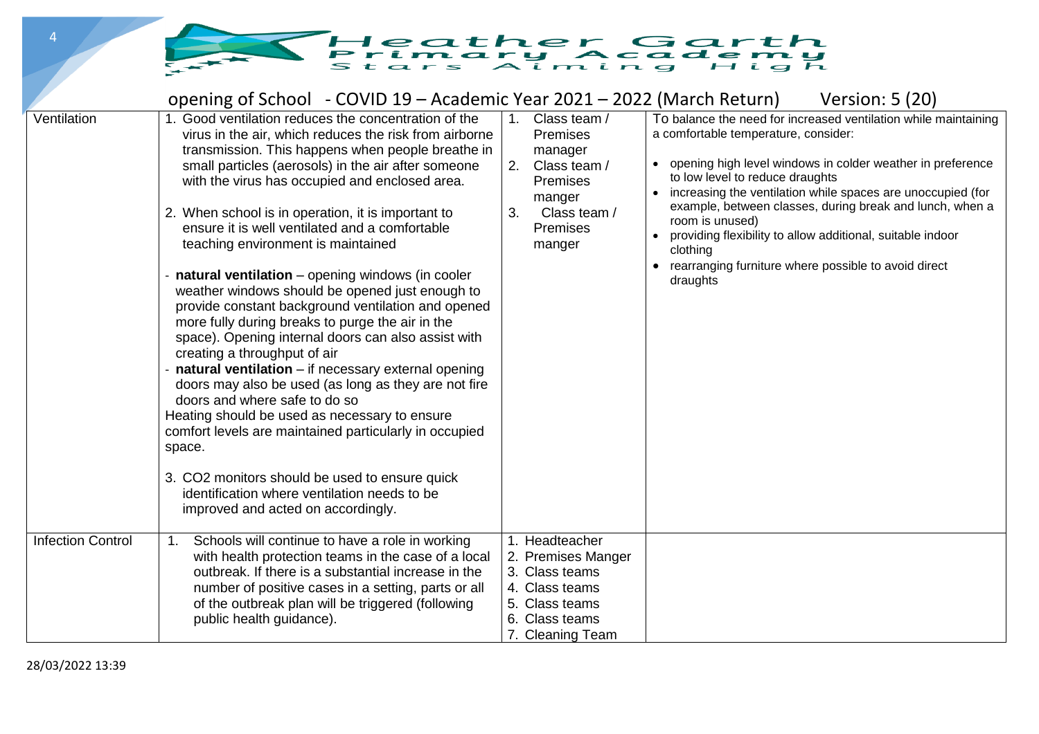opening of School - COVID 19 – Academic Year 2021 – 2022 (March Return) Version: 5 (20)

| | | | |
|---|---|---|---|
| Ventilation | 1. Good ventilation reduces the concentration of the virus in the air, which reduces the risk from airborne transmission. This happens when people breathe in small particles (aerosols) in the air after someone with the virus has occupied and enclosed area.<br><br>2. When school is in operation, it is important to ensure it is well ventilated and a comfortable teaching environment is maintained<br><br>- **natural ventilation** – opening windows (in cooler weather windows should be opened just enough to provide constant background ventilation and opened more fully during breaks to purge the air in the space). Opening internal doors can also assist with creating a throughput of air<br>- **natural ventilation** – if necessary external opening doors may also be used (as long as they are not fire doors and where safe to do so<br>Heating should be used as necessary to ensure comfort levels are maintained particularly in occupied space.<br><br>3. CO2 monitors should be used to ensure quick identification where ventilation needs to be improved and acted on accordingly. | 1. Class team / Premises manager<br>2. Class team / Premises manger<br>3. Class team / Premises manger | To balance the need for increased ventilation while maintaining a comfortable temperature, consider:<br><br>• opening high level windows in colder weather in preference to low level to reduce draughts<br>• increasing the ventilation while spaces are unoccupied (for example, between classes, during break and lunch, when a room is unused)<br>• providing flexibility to allow additional, suitable indoor clothing<br>• rearranging furniture where possible to avoid direct draughts |
| Infection Control | 1. Schools will continue to have a role in working with health protection teams in the case of a local outbreak. If there is a substantial increase in the number of positive cases in a setting, parts or all of the outbreak plan will be triggered (following public health guidance). | 1. Headteacher<br>2. Premises Manger<br>3. Class teams<br>4. Class teams<br>5. Class teams<br>6. Class teams<br>7. Cleaning Team | |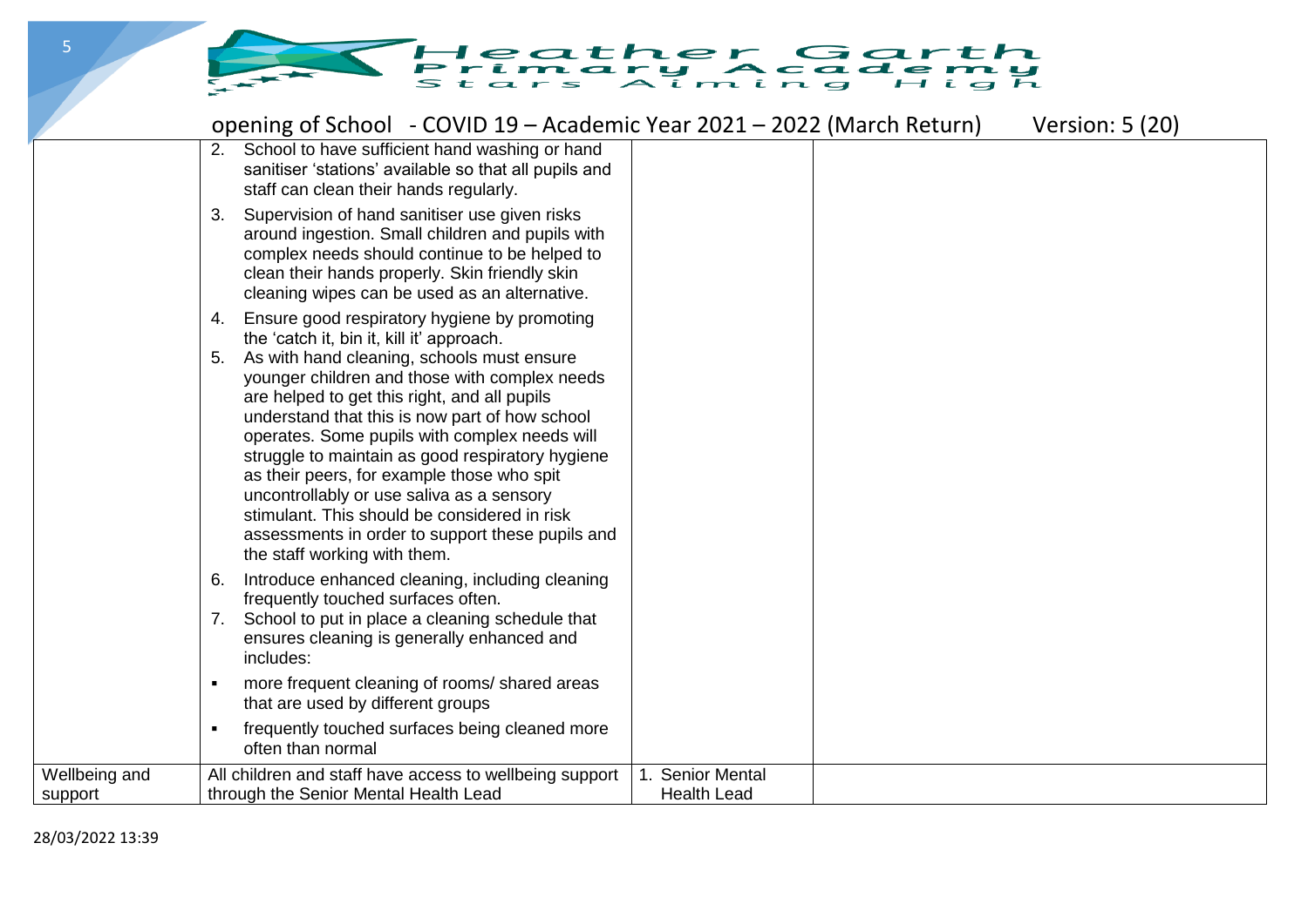| | | | |
|---|---|---|---|
| | 2. School to have sufficient hand washing or hand sanitiser 'stations' available so that all pupils and staff can clean their hands regularly.<br>3. Supervision of hand sanitiser use given risks around ingestion. Small children and pupils with complex needs should continue to be helped to clean their hands properly. Skin friendly skin cleaning wipes can be used as an alternative.<br>4. Ensure good respiratory hygiene by promoting the 'catch it, bin it, kill it' approach.<br>5. As with hand cleaning, schools must ensure younger children and those with complex needs are helped to get this right, and all pupils understand that this is now part of how school operates. Some pupils with complex needs will struggle to maintain as good respiratory hygiene as their peers, for example those who spit uncontrollably or use saliva as a sensory stimulant. This should be considered in risk assessments in order to support these pupils and the staff working with them.<br>6. Introduce enhanced cleaning, including cleaning frequently touched surfaces often.<br>7. School to put in place a cleaning schedule that ensures cleaning is generally enhanced and includes:<br>▪ more frequent cleaning of rooms/ shared areas that are used by different groups<br>▪ frequently touched surfaces being cleaned more often than normal | | |
| Wellbeing and support | All children and staff have access to wellbeing support through the Senior Mental Health Lead | 1. Senior Mental Health Lead | |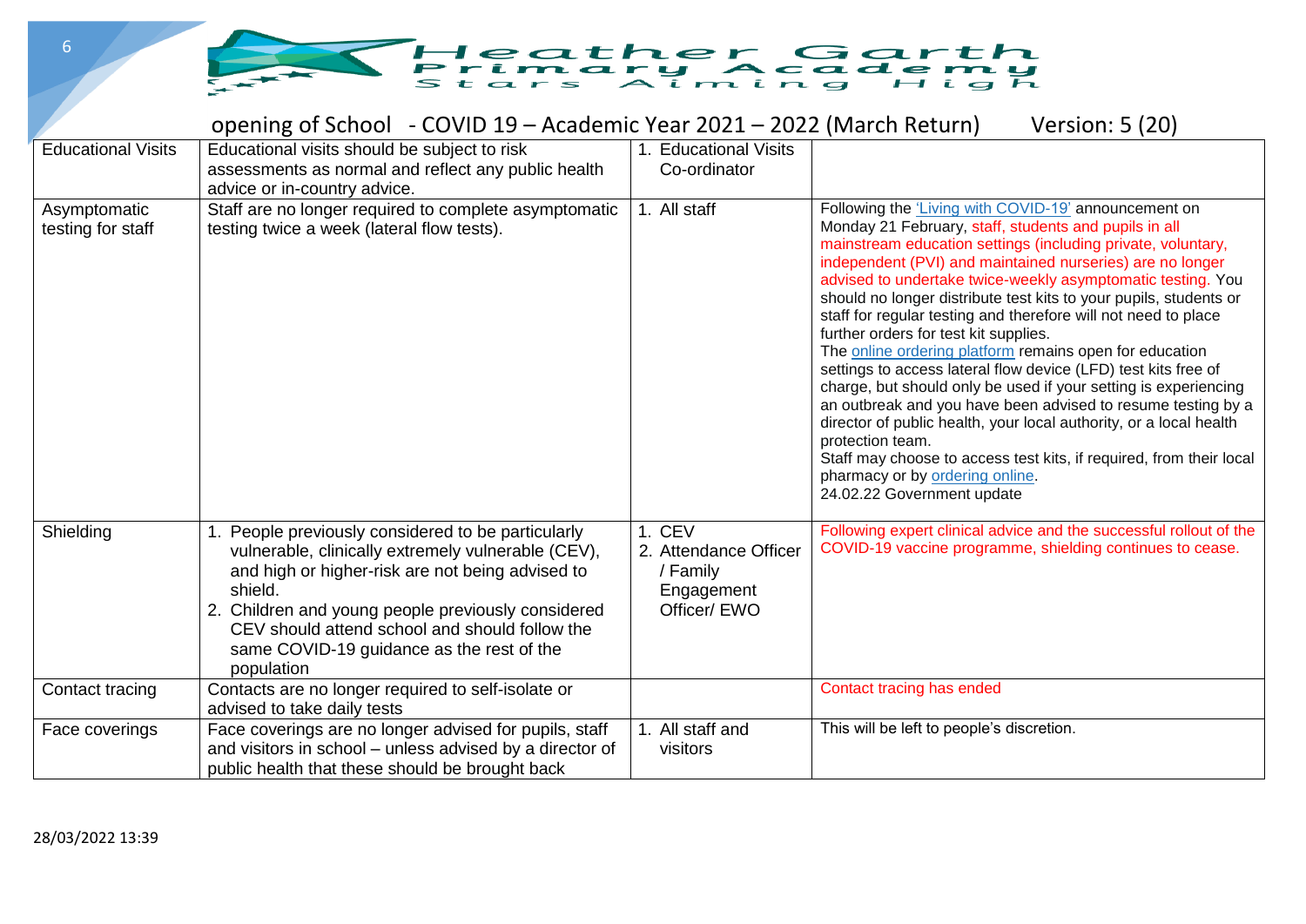| Educational Visits | Educational visits should be subject to risk assessments as normal and reflect any public health advice or in-country advice. | 1. Educational Visits Co-ordinator | |
|---|---|---|---|
| Asymptomatic testing for staff | Staff are no longer required to complete asymptomatic testing twice a week (lateral flow tests). | 1. All staff | Following the 'Living with COVID-19' announcement on Monday 21 February, staff, students and pupils in all mainstream education settings (including private, voluntary, independent (PVI) and maintained nurseries) are no longer advised to undertake twice-weekly asymptomatic testing. You should no longer distribute test kits to your pupils, students or staff for regular testing and therefore will not need to place further orders for test kit supplies.<br>The online ordering platform remains open for education settings to access lateral flow device (LFD) test kits free of charge, but should only be used if your setting is experiencing an outbreak and you have been advised to resume testing by a director of public health, your local authority, or a local health protection team.<br>Staff may choose to access test kits, if required, from their local pharmacy or by ordering online.<br>24.02.22 Government update |
| Shielding | 1. People previously considered to be particularly vulnerable, clinically extremely vulnerable (CEV), and high or higher-risk are not being advised to shield.<br>2. Children and young people previously considered CEV should attend school and should follow the same COVID-19 guidance as the rest of the population | 1. CEV<br>2. Attendance Officer / Family Engagement Officer/ EWO | Following expert clinical advice and the successful rollout of the COVID-19 vaccine programme, shielding continues to cease. |
| Contact tracing | Contacts are no longer required to self-isolate or advised to take daily tests | | Contact tracing has ended |
| Face coverings | Face coverings are no longer advised for pupils, staff and visitors in school – unless advised by a director of public health that these should be brought back | 1. All staff and visitors | This will be left to people's discretion. |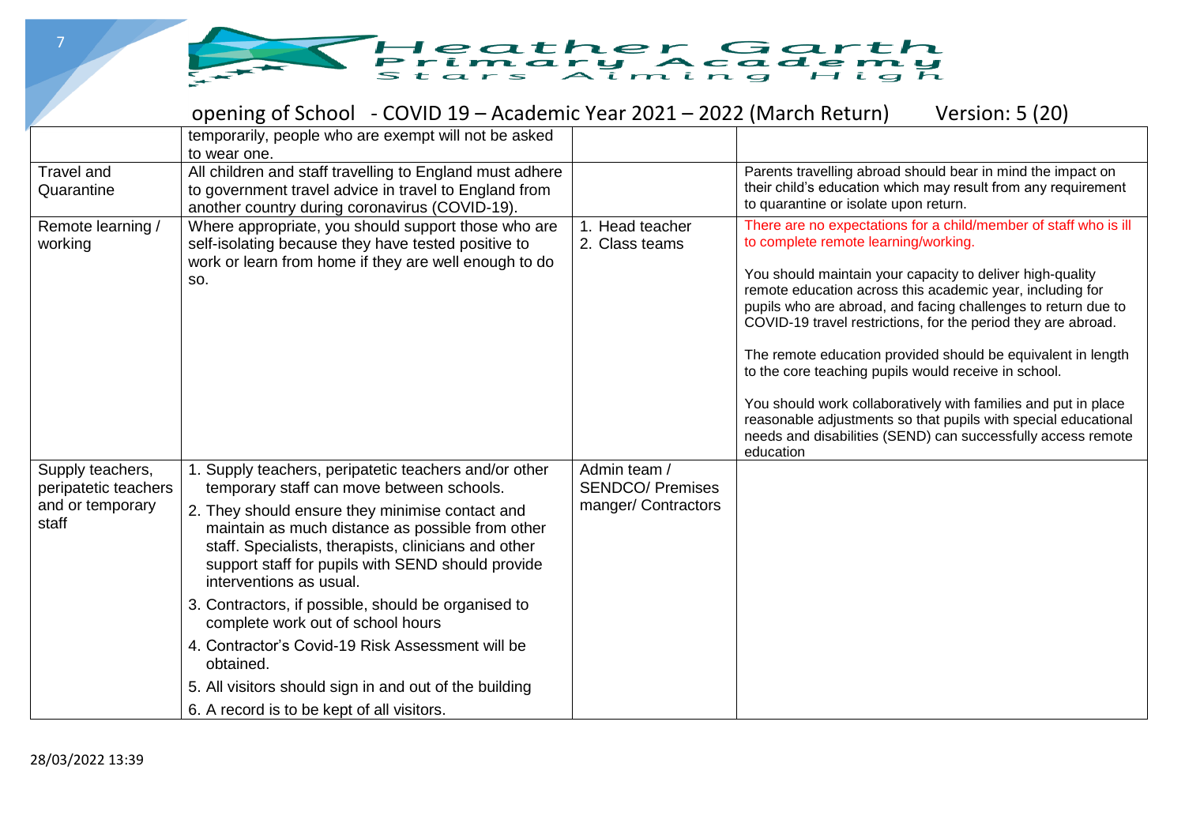| | | | |
|---|---|---|---|
| | temporarily, people who are exempt will not be asked to wear one. | | |
| Travel and Quarantine | All children and staff travelling to England must adhere to government travel advice in travel to England from another country during coronavirus (COVID-19). | | Parents travelling abroad should bear in mind the impact on their child's education which may result from any requirement to quarantine or isolate upon return. |
| Remote learning / working | Where appropriate, you should support those who are self-isolating because they have tested positive to work or learn from home if they are well enough to do so. | 1. Head teacher<br>2. Class teams | There are no expectations for a child/member of staff who is ill to complete remote learning/working.<br><br>You should maintain your capacity to deliver high-quality remote education across this academic year, including for pupils who are abroad, and facing challenges to return due to COVID-19 travel restrictions, for the period they are abroad.<br><br>The remote education provided should be equivalent in length to the core teaching pupils would receive in school.<br><br>You should work collaboratively with families and put in place reasonable adjustments so that pupils with special educational needs and disabilities (SEND) can successfully access remote education |
| Supply teachers, peripatetic teachers and or temporary staff | 1. Supply teachers, peripatetic teachers and/or other temporary staff can move between schools.<br>2. They should ensure they minimise contact and maintain as much distance as possible from other staff. Specialists, therapists, clinicians and other support staff for pupils with SEND should provide interventions as usual.<br>3. Contractors, if possible, should be organised to complete work out of school hours<br>4. Contractor's Covid-19 Risk Assessment will be obtained.<br>5. All visitors should sign in and out of the building<br>6. A record is to be kept of all visitors. | Admin team / SENDCO/ Premises manger/ Contractors | |